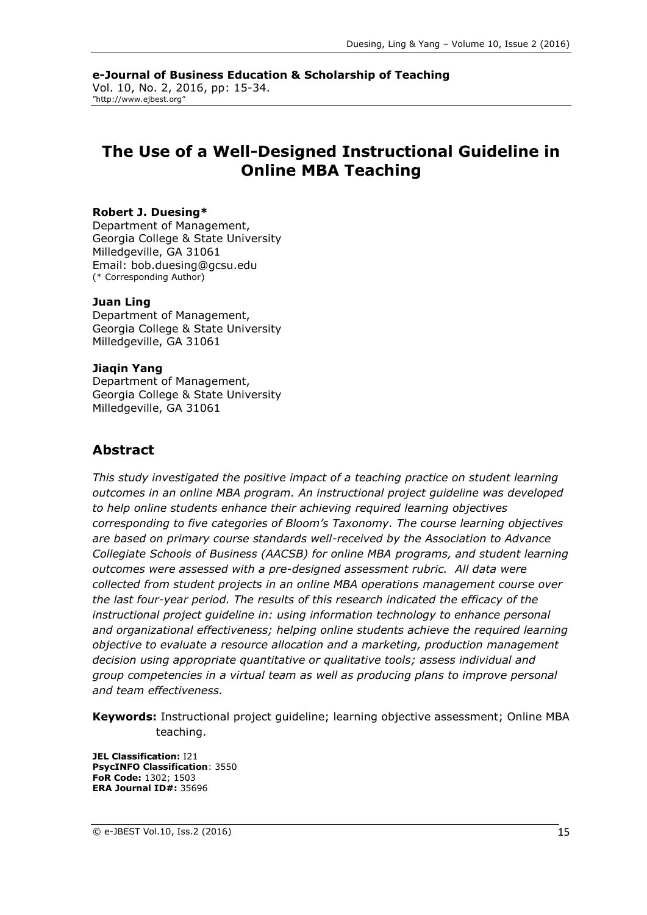**e-Journal of Business Education & Scholarship of Teaching**
Vol. 10, No. 2, 2016, pp: 15-34.
"http://www.ejbest.org"

# The Use of a Well-Designed Instructional Guideline in Online MBA Teaching

**Robert J. Duesing***
Department of Management,
Georgia College & State University
Milledgeville, GA 31061
Email: bob.duesing@gcsu.edu
(* Corresponding Author)

**Juan Ling**
Department of Management,
Georgia College & State University
Milledgeville, GA 31061

**Jiaqin Yang**
Department of Management,
Georgia College & State University
Milledgeville, GA 31061

## Abstract

*This study investigated the positive impact of a teaching practice on student learning outcomes in an online MBA program. An instructional project guideline was developed to help online students enhance their achieving required learning objectives corresponding to five categories of Bloom's Taxonomy. The course learning objectives are based on primary course standards well-received by the Association to Advance Collegiate Schools of Business (AACSB) for online MBA programs, and student learning outcomes were assessed with a pre-designed assessment rubric. All data were collected from student projects in an online MBA operations management course over the last four-year period. The results of this research indicated the efficacy of the instructional project guideline in: using information technology to enhance personal and organizational effectiveness; helping online students achieve the required learning objective to evaluate a resource allocation and a marketing, production management decision using appropriate quantitative or qualitative tools; assess individual and group competencies in a virtual team as well as producing plans to improve personal and team effectiveness.*

**Keywords:** Instructional project guideline; learning objective assessment; Online MBA teaching.

**JEL Classification:** I21
**PsycINFO Classification**: 3550
**FoR Code:** 1302; 1503
**ERA Journal ID#:** 35696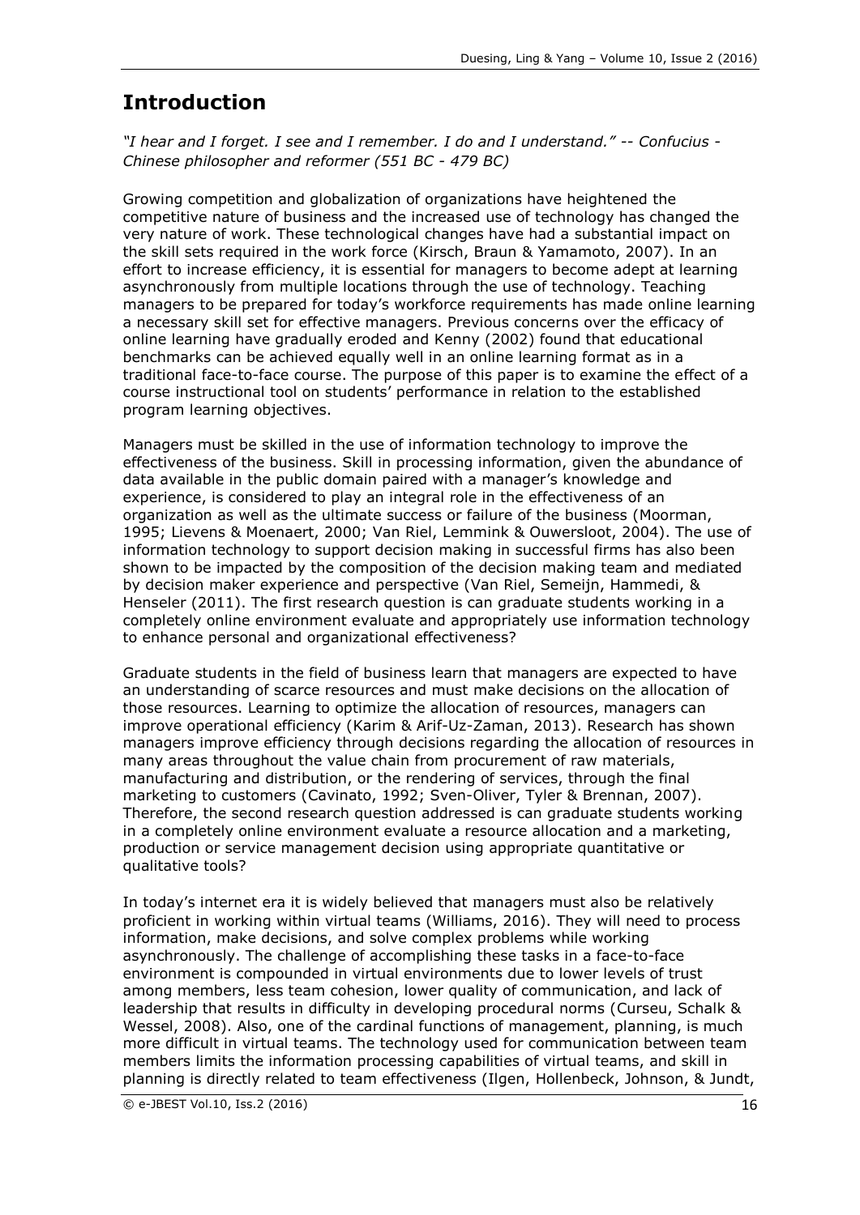## Introduction

*"I hear and I forget. I see and I remember. I do and I understand." -- Confucius - Chinese philosopher and reformer (551 BC - 479 BC)*

Growing competition and globalization of organizations have heightened the competitive nature of business and the increased use of technology has changed the very nature of work. These technological changes have had a substantial impact on the skill sets required in the work force (Kirsch, Braun & Yamamoto, 2007). In an effort to increase efficiency, it is essential for managers to become adept at learning asynchronously from multiple locations through the use of technology. Teaching managers to be prepared for today's workforce requirements has made online learning a necessary skill set for effective managers. Previous concerns over the efficacy of online learning have gradually eroded and Kenny (2002) found that educational benchmarks can be achieved equally well in an online learning format as in a traditional face-to-face course. The purpose of this paper is to examine the effect of a course instructional tool on students' performance in relation to the established program learning objectives.

Managers must be skilled in the use of information technology to improve the effectiveness of the business. Skill in processing information, given the abundance of data available in the public domain paired with a manager's knowledge and experience, is considered to play an integral role in the effectiveness of an organization as well as the ultimate success or failure of the business (Moorman, 1995; Lievens & Moenaert, 2000; Van Riel, Lemmink & Ouwersloot, 2004). The use of information technology to support decision making in successful firms has also been shown to be impacted by the composition of the decision making team and mediated by decision maker experience and perspective (Van Riel, Semeijn, Hammedi, & Henseler (2011). The first research question is can graduate students working in a completely online environment evaluate and appropriately use information technology to enhance personal and organizational effectiveness?

Graduate students in the field of business learn that managers are expected to have an understanding of scarce resources and must make decisions on the allocation of those resources. Learning to optimize the allocation of resources, managers can improve operational efficiency (Karim & Arif-Uz-Zaman, 2013). Research has shown managers improve efficiency through decisions regarding the allocation of resources in many areas throughout the value chain from procurement of raw materials, manufacturing and distribution, or the rendering of services, through the final marketing to customers (Cavinato, 1992; Sven-Oliver, Tyler & Brennan, 2007). Therefore, the second research question addressed is can graduate students working in a completely online environment evaluate a resource allocation and a marketing, production or service management decision using appropriate quantitative or qualitative tools?

In today's internet era it is widely believed that managers must also be relatively proficient in working within virtual teams (Williams, 2016). They will need to process information, make decisions, and solve complex problems while working asynchronously. The challenge of accomplishing these tasks in a face-to-face environment is compounded in virtual environments due to lower levels of trust among members, less team cohesion, lower quality of communication, and lack of leadership that results in difficulty in developing procedural norms (Curseu, Schalk & Wessel, 2008). Also, one of the cardinal functions of management, planning, is much more difficult in virtual teams. The technology used for communication between team members limits the information processing capabilities of virtual teams, and skill in planning is directly related to team effectiveness (Ilgen, Hollenbeck, Johnson, & Jundt,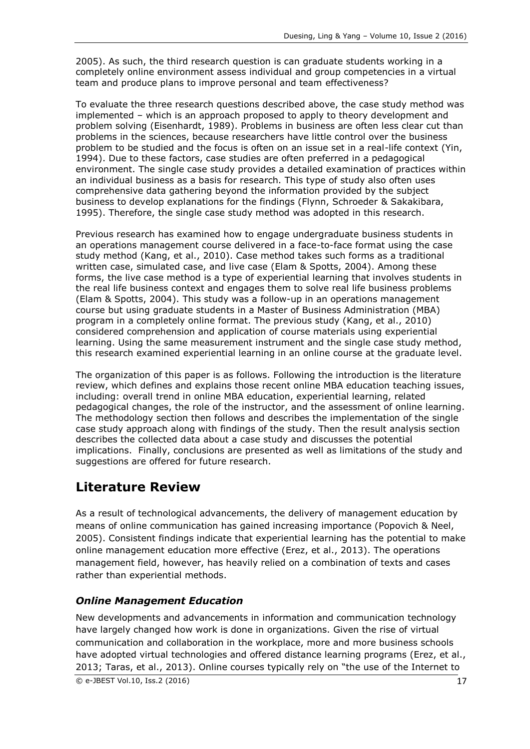2005). As such, the third research question is can graduate students working in a completely online environment assess individual and group competencies in a virtual team and produce plans to improve personal and team effectiveness?

To evaluate the three research questions described above, the case study method was implemented – which is an approach proposed to apply to theory development and problem solving (Eisenhardt, 1989). Problems in business are often less clear cut than problems in the sciences, because researchers have little control over the business problem to be studied and the focus is often on an issue set in a real-life context (Yin, 1994). Due to these factors, case studies are often preferred in a pedagogical environment. The single case study provides a detailed examination of practices within an individual business as a basis for research. This type of study also often uses comprehensive data gathering beyond the information provided by the subject business to develop explanations for the findings (Flynn, Schroeder & Sakakibara, 1995). Therefore, the single case study method was adopted in this research.

Previous research has examined how to engage undergraduate business students in an operations management course delivered in a face-to-face format using the case study method (Kang, et al., 2010). Case method takes such forms as a traditional written case, simulated case, and live case (Elam & Spotts, 2004). Among these forms, the live case method is a type of experiential learning that involves students in the real life business context and engages them to solve real life business problems (Elam & Spotts, 2004). This study was a follow-up in an operations management course but using graduate students in a Master of Business Administration (MBA) program in a completely online format. The previous study (Kang, et al., 2010) considered comprehension and application of course materials using experiential learning. Using the same measurement instrument and the single case study method, this research examined experiential learning in an online course at the graduate level.

The organization of this paper is as follows. Following the introduction is the literature review, which defines and explains those recent online MBA education teaching issues, including: overall trend in online MBA education, experiential learning, related pedagogical changes, the role of the instructor, and the assessment of online learning. The methodology section then follows and describes the implementation of the single case study approach along with findings of the study. Then the result analysis section describes the collected data about a case study and discusses the potential implications. Finally, conclusions are presented as well as limitations of the study and suggestions are offered for future research.

## Literature Review

As a result of technological advancements, the delivery of management education by means of online communication has gained increasing importance (Popovich & Neel, 2005). Consistent findings indicate that experiential learning has the potential to make online management education more effective (Erez, et al., 2013). The operations management field, however, has heavily relied on a combination of texts and cases rather than experiential methods.

### *Online Management Education*

New developments and advancements in information and communication technology have largely changed how work is done in organizations. Given the rise of virtual communication and collaboration in the workplace, more and more business schools have adopted virtual technologies and offered distance learning programs (Erez, et al., 2013; Taras, et al., 2013). Online courses typically rely on "the use of the Internet to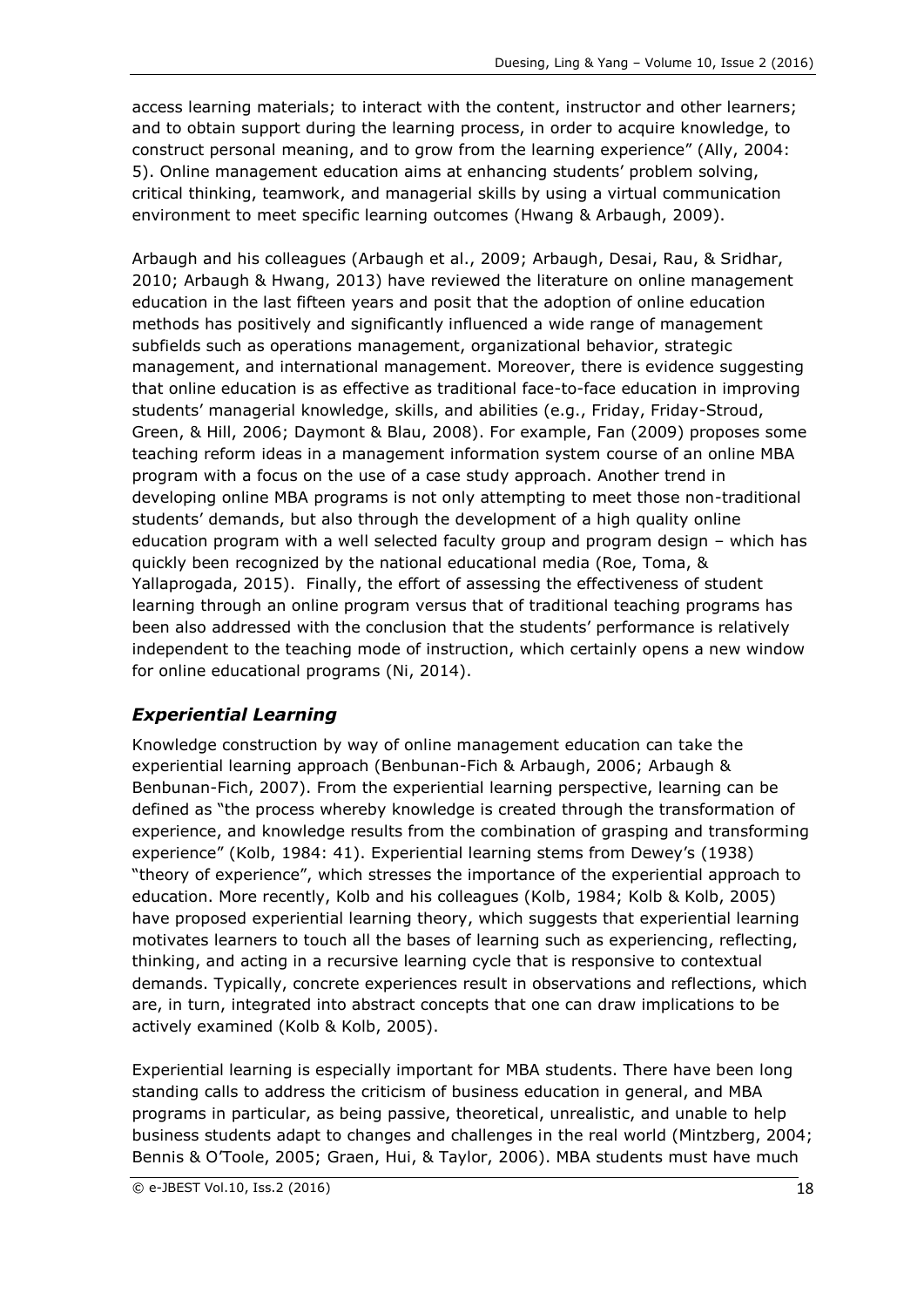access learning materials; to interact with the content, instructor and other learners; and to obtain support during the learning process, in order to acquire knowledge, to construct personal meaning, and to grow from the learning experience" (Ally, 2004: 5). Online management education aims at enhancing students' problem solving, critical thinking, teamwork, and managerial skills by using a virtual communication environment to meet specific learning outcomes (Hwang & Arbaugh, 2009).

Arbaugh and his colleagues (Arbaugh et al., 2009; Arbaugh, Desai, Rau, & Sridhar, 2010; Arbaugh & Hwang, 2013) have reviewed the literature on online management education in the last fifteen years and posit that the adoption of online education methods has positively and significantly influenced a wide range of management subfields such as operations management, organizational behavior, strategic management, and international management. Moreover, there is evidence suggesting that online education is as effective as traditional face-to-face education in improving students' managerial knowledge, skills, and abilities (e.g., Friday, Friday-Stroud, Green, & Hill, 2006; Daymont & Blau, 2008). For example, Fan (2009) proposes some teaching reform ideas in a management information system course of an online MBA program with a focus on the use of a case study approach. Another trend in developing online MBA programs is not only attempting to meet those non-traditional students' demands, but also through the development of a high quality online education program with a well selected faculty group and program design – which has quickly been recognized by the national educational media (Roe, Toma, & Yallaprogada, 2015). Finally, the effort of assessing the effectiveness of student learning through an online program versus that of traditional teaching programs has been also addressed with the conclusion that the students' performance is relatively independent to the teaching mode of instruction, which certainly opens a new window for online educational programs (Ni, 2014).

## *Experiential Learning*

Knowledge construction by way of online management education can take the experiential learning approach (Benbunan-Fich & Arbaugh, 2006; Arbaugh & Benbunan-Fich, 2007). From the experiential learning perspective, learning can be defined as "the process whereby knowledge is created through the transformation of experience, and knowledge results from the combination of grasping and transforming experience" (Kolb, 1984: 41). Experiential learning stems from Dewey's (1938) "theory of experience", which stresses the importance of the experiential approach to education. More recently, Kolb and his colleagues (Kolb, 1984; Kolb & Kolb, 2005) have proposed experiential learning theory, which suggests that experiential learning motivates learners to touch all the bases of learning such as experiencing, reflecting, thinking, and acting in a recursive learning cycle that is responsive to contextual demands. Typically, concrete experiences result in observations and reflections, which are, in turn, integrated into abstract concepts that one can draw implications to be actively examined (Kolb & Kolb, 2005).

Experiential learning is especially important for MBA students. There have been long standing calls to address the criticism of business education in general, and MBA programs in particular, as being passive, theoretical, unrealistic, and unable to help business students adapt to changes and challenges in the real world (Mintzberg, 2004; Bennis & O'Toole, 2005; Graen, Hui, & Taylor, 2006). MBA students must have much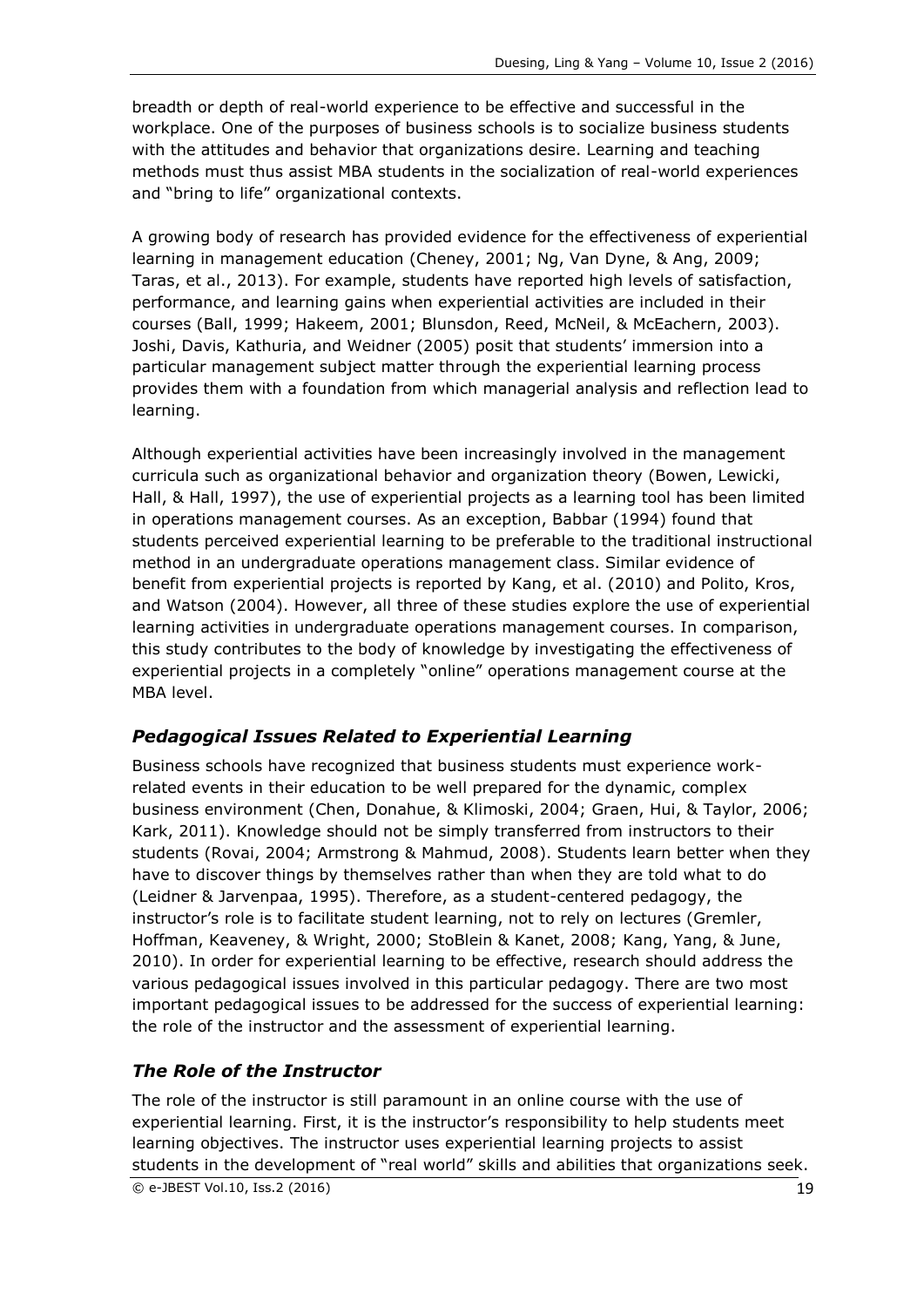breadth or depth of real-world experience to be effective and successful in the workplace. One of the purposes of business schools is to socialize business students with the attitudes and behavior that organizations desire. Learning and teaching methods must thus assist MBA students in the socialization of real-world experiences and "bring to life" organizational contexts.

A growing body of research has provided evidence for the effectiveness of experiential learning in management education (Cheney, 2001; Ng, Van Dyne, & Ang, 2009; Taras, et al., 2013). For example, students have reported high levels of satisfaction, performance, and learning gains when experiential activities are included in their courses (Ball, 1999; Hakeem, 2001; Blunsdon, Reed, McNeil, & McEachern, 2003). Joshi, Davis, Kathuria, and Weidner (2005) posit that students' immersion into a particular management subject matter through the experiential learning process provides them with a foundation from which managerial analysis and reflection lead to learning.

Although experiential activities have been increasingly involved in the management curricula such as organizational behavior and organization theory (Bowen, Lewicki, Hall, & Hall, 1997), the use of experiential projects as a learning tool has been limited in operations management courses. As an exception, Babbar (1994) found that students perceived experiential learning to be preferable to the traditional instructional method in an undergraduate operations management class. Similar evidence of benefit from experiential projects is reported by Kang, et al. (2010) and Polito, Kros, and Watson (2004). However, all three of these studies explore the use of experiential learning activities in undergraduate operations management courses. In comparison, this study contributes to the body of knowledge by investigating the effectiveness of experiential projects in a completely "online" operations management course at the MBA level.

## *Pedagogical Issues Related to Experiential Learning*

Business schools have recognized that business students must experience work-related events in their education to be well prepared for the dynamic, complex business environment (Chen, Donahue, & Klimoski, 2004; Graen, Hui, & Taylor, 2006; Kark, 2011). Knowledge should not be simply transferred from instructors to their students (Rovai, 2004; Armstrong & Mahmud, 2008). Students learn better when they have to discover things by themselves rather than when they are told what to do (Leidner & Jarvenpaa, 1995). Therefore, as a student-centered pedagogy, the instructor's role is to facilitate student learning, not to rely on lectures (Gremler, Hoffman, Keaveney, & Wright, 2000; StoBlein & Kanet, 2008; Kang, Yang, & June, 2010). In order for experiential learning to be effective, research should address the various pedagogical issues involved in this particular pedagogy. There are two most important pedagogical issues to be addressed for the success of experiential learning: the role of the instructor and the assessment of experiential learning.

## *The Role of the Instructor*

The role of the instructor is still paramount in an online course with the use of experiential learning. First, it is the instructor's responsibility to help students meet learning objectives. The instructor uses experiential learning projects to assist students in the development of "real world" skills and abilities that organizations seek.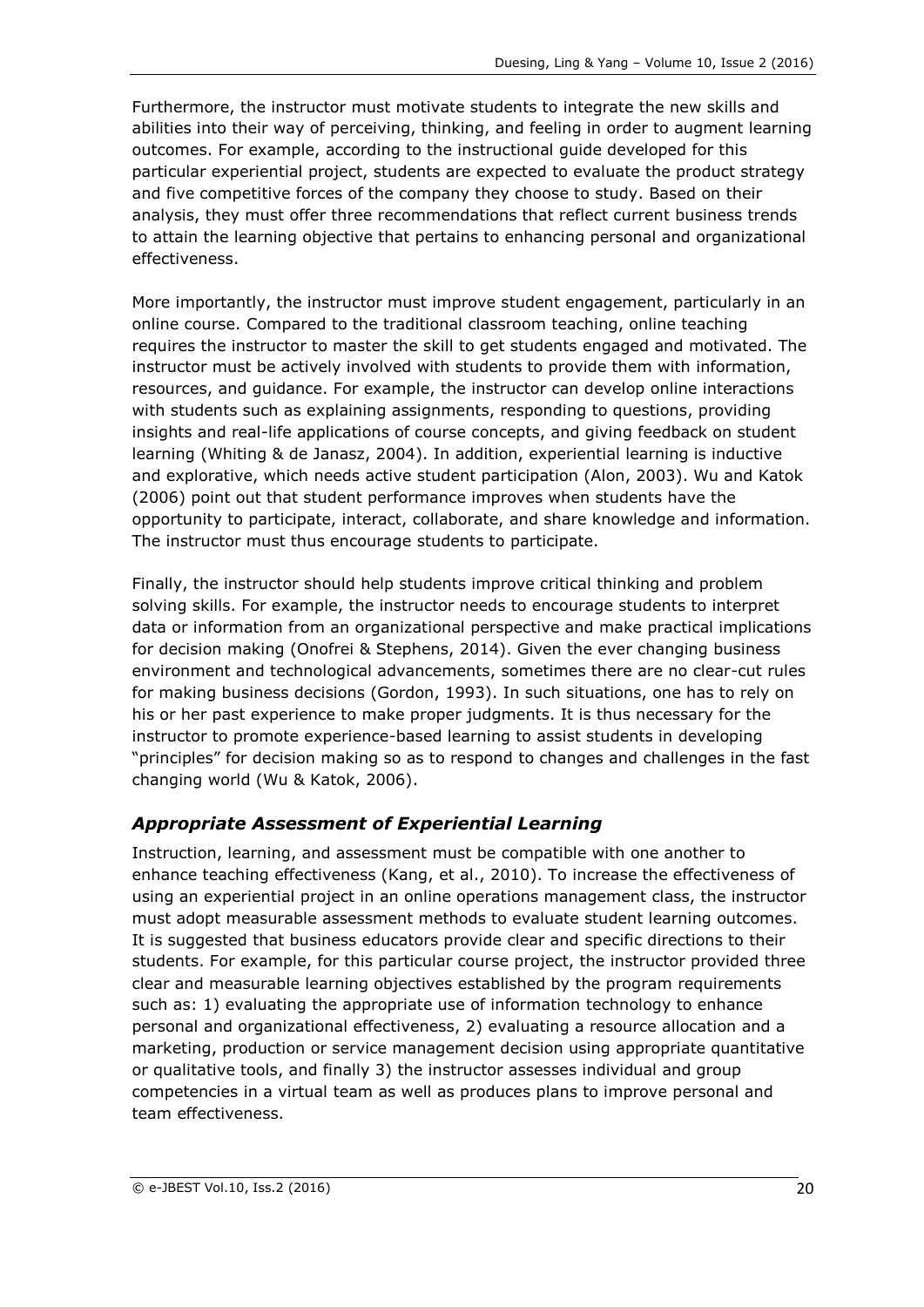Furthermore, the instructor must motivate students to integrate the new skills and abilities into their way of perceiving, thinking, and feeling in order to augment learning outcomes. For example, according to the instructional guide developed for this particular experiential project, students are expected to evaluate the product strategy and five competitive forces of the company they choose to study. Based on their analysis, they must offer three recommendations that reflect current business trends to attain the learning objective that pertains to enhancing personal and organizational effectiveness.

More importantly, the instructor must improve student engagement, particularly in an online course. Compared to the traditional classroom teaching, online teaching requires the instructor to master the skill to get students engaged and motivated. The instructor must be actively involved with students to provide them with information, resources, and guidance. For example, the instructor can develop online interactions with students such as explaining assignments, responding to questions, providing insights and real-life applications of course concepts, and giving feedback on student learning (Whiting & de Janasz, 2004). In addition, experiential learning is inductive and explorative, which needs active student participation (Alon, 2003). Wu and Katok (2006) point out that student performance improves when students have the opportunity to participate, interact, collaborate, and share knowledge and information. The instructor must thus encourage students to participate.

Finally, the instructor should help students improve critical thinking and problem solving skills. For example, the instructor needs to encourage students to interpret data or information from an organizational perspective and make practical implications for decision making (Onofrei & Stephens, 2014). Given the ever changing business environment and technological advancements, sometimes there are no clear-cut rules for making business decisions (Gordon, 1993). In such situations, one has to rely on his or her past experience to make proper judgments. It is thus necessary for the instructor to promote experience-based learning to assist students in developing "principles" for decision making so as to respond to changes and challenges in the fast changing world (Wu & Katok, 2006).

### *Appropriate Assessment of Experiential Learning*

Instruction, learning, and assessment must be compatible with one another to enhance teaching effectiveness (Kang, et al., 2010). To increase the effectiveness of using an experiential project in an online operations management class, the instructor must adopt measurable assessment methods to evaluate student learning outcomes. It is suggested that business educators provide clear and specific directions to their students. For example, for this particular course project, the instructor provided three clear and measurable learning objectives established by the program requirements such as: 1) evaluating the appropriate use of information technology to enhance personal and organizational effectiveness, 2) evaluating a resource allocation and a marketing, production or service management decision using appropriate quantitative or qualitative tools, and finally 3) the instructor assesses individual and group competencies in a virtual team as well as produces plans to improve personal and team effectiveness.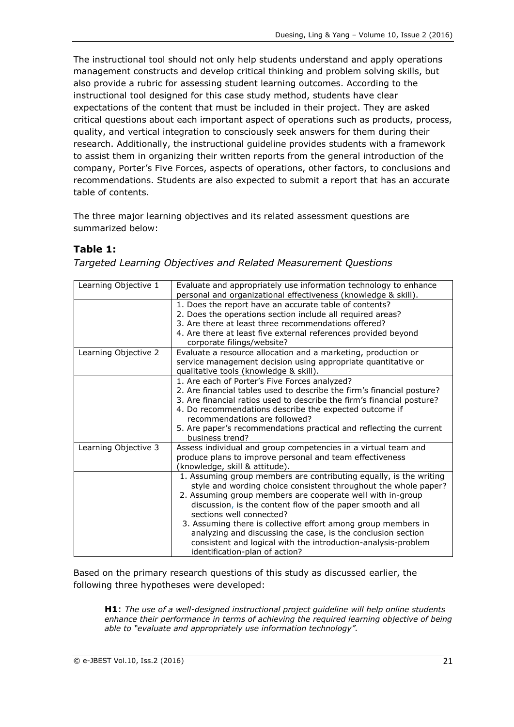The instructional tool should not only help students understand and apply operations management constructs and develop critical thinking and problem solving skills, but also provide a rubric for assessing student learning outcomes. According to the instructional tool designed for this case study method, students have clear expectations of the content that must be included in their project. They are asked critical questions about each important aspect of operations such as products, process, quality, and vertical integration to consciously seek answers for them during their research. Additionally, the instructional guideline provides students with a framework to assist them in organizing their written reports from the general introduction of the company, Porter's Five Forces, aspects of operations, other factors, to conclusions and recommendations. Students are also expected to submit a report that has an accurate table of contents.

The three major learning objectives and its related assessment questions are summarized below:

**Table 1:**

*Targeted Learning Objectives and Related Measurement Questions*

| Learning Objective 1 | Evaluate and appropriately use information technology to enhance personal and organizational effectiveness (knowledge & skill). |
|---|---|
| | 1. Does the report have an accurate table of contents?<br>2. Does the operations section include all required areas?<br>3. Are there at least three recommendations offered?<br>4. Are there at least five external references provided beyond corporate filings/website? |
| Learning Objective 2 | Evaluate a resource allocation and a marketing, production or service management decision using appropriate quantitative or qualitative tools (knowledge & skill). |
| | 1. Are each of Porter's Five Forces analyzed?<br>2. Are financial tables used to describe the firm's financial posture?<br>3. Are financial ratios used to describe the firm's financial posture?<br>4. Do recommendations describe the expected outcome if recommendations are followed?<br>5. Are paper's recommendations practical and reflecting the current business trend? |
| Learning Objective 3 | Assess individual and group competencies in a virtual team and produce plans to improve personal and team effectiveness (knowledge, skill & attitude). |
| | 1. Assuming group members are contributing equally, is the writing style and wording choice consistent throughout the whole paper?<br>2. Assuming group members are cooperate well with in-group discussion, is the content flow of the paper smooth and all sections well connected?<br>3. Assuming there is collective effort among group members in analyzing and discussing the case, is the conclusion section consistent and logical with the introduction-analysis-problem identification-plan of action? |

Based on the primary research questions of this study as discussed earlier, the following three hypotheses were developed:

> **H1**: *The use of a well-designed instructional project guideline will help online students enhance their performance in terms of achieving the required learning objective of being able to "evaluate and appropriately use information technology".*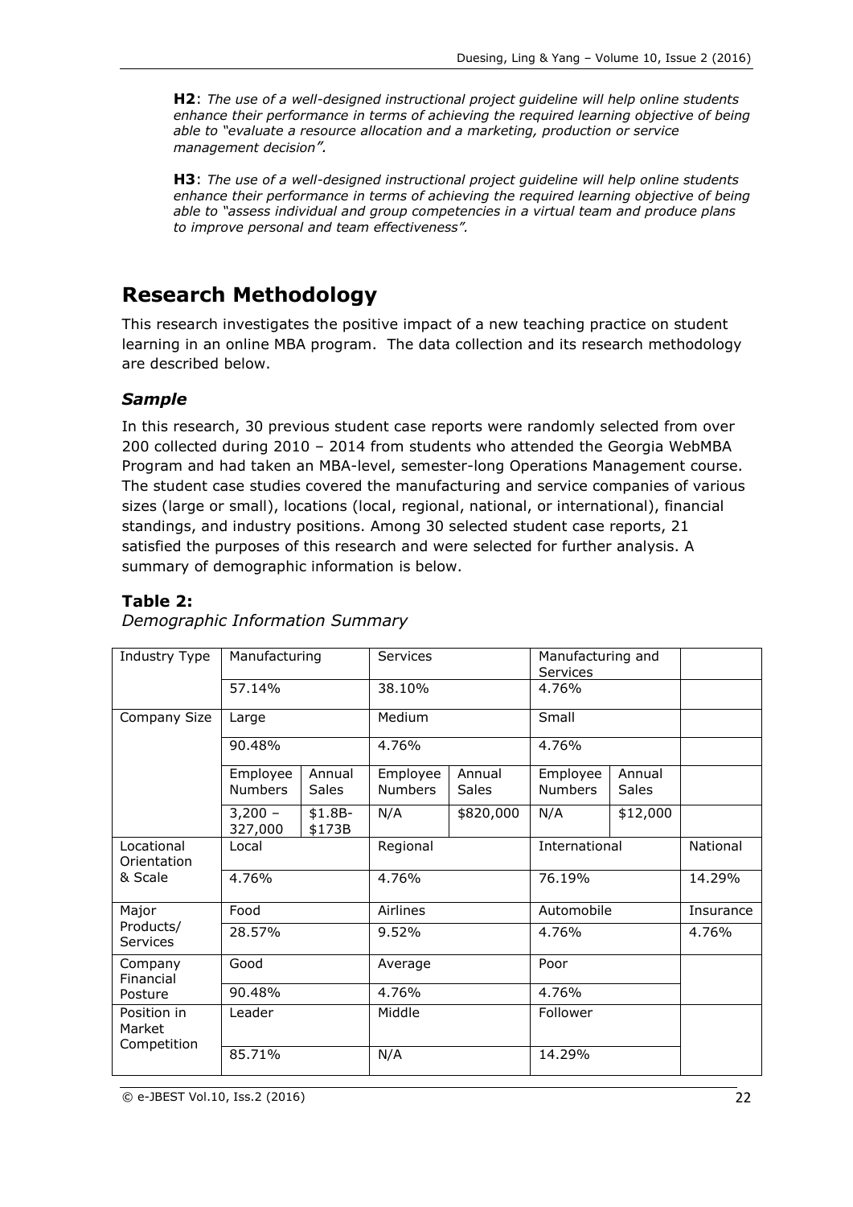**H2**: *The use of a well-designed instructional project guideline will help online students enhance their performance in terms of achieving the required learning objective of being able to "evaluate a resource allocation and a marketing, production or service management decision".*

**H3**: *The use of a well-designed instructional project guideline will help online students enhance their performance in terms of achieving the required learning objective of being able to "assess individual and group competencies in a virtual team and produce plans to improve personal and team effectiveness".*

# Research Methodology

This research investigates the positive impact of a new teaching practice on student learning in an online MBA program. The data collection and its research methodology are described below.

### *Sample*

In this research, 30 previous student case reports were randomly selected from over 200 collected during 2010 – 2014 from students who attended the Georgia WebMBA Program and had taken an MBA-level, semester-long Operations Management course. The student case studies covered the manufacturing and service companies of various sizes (large or small), locations (local, regional, national, or international), financial standings, and industry positions. Among 30 selected student case reports, 21 satisfied the purposes of this research and were selected for further analysis. A summary of demographic information is below.

**Table 2:**

*Demographic Information Summary*

| Industry Type | Manufacturing | | Services | | Manufacturing and Services | | |
|---|---|---|---|---|---|---|---|
| | 57.14% | | 38.10% | | 4.76% | | |
| Company Size | Large | | Medium | | Small | | |
| | 90.48% | | 4.76% | | 4.76% | | |
| | Employee Numbers | Annual Sales | Employee Numbers | Annual Sales | Employee Numbers | Annual Sales | |
| | 3,200 – 327,000 | $1.8B-$173B | N/A | $820,000 | N/A | $12,000 | |
| Locational Orientation & Scale | Local | | Regional | | International | | National |
| | 4.76% | | 4.76% | | 76.19% | | 14.29% |
| Major Products/ Services | Food | | Airlines | | Automobile | | Insurance |
| | 28.57% | | 9.52% | | 4.76% | | 4.76% |
| Company Financial Posture | Good | | Average | | Poor | | |
| | 90.48% | | 4.76% | | 4.76% | | |
| Position in Market Competition | Leader | | Middle | | Follower | | |
| | 85.71% | | N/A | | 14.29% | | |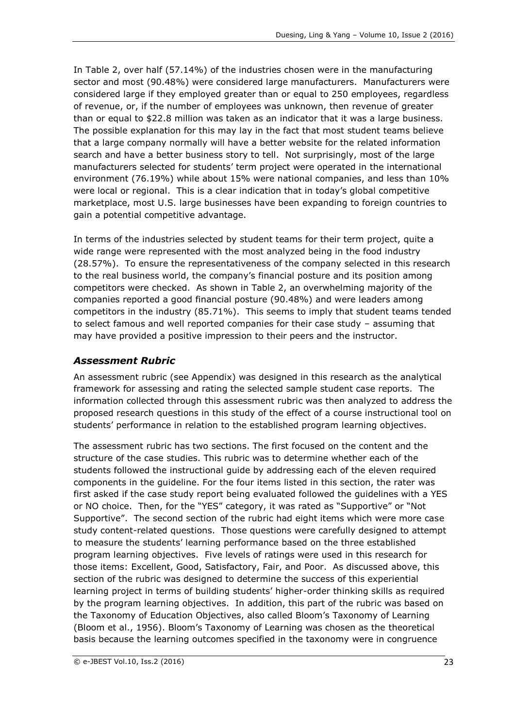In Table 2, over half (57.14%) of the industries chosen were in the manufacturing sector and most (90.48%) were considered large manufacturers. Manufacturers were considered large if they employed greater than or equal to 250 employees, regardless of revenue, or, if the number of employees was unknown, then revenue of greater than or equal to \$22.8 million was taken as an indicator that it was a large business. The possible explanation for this may lay in the fact that most student teams believe that a large company normally will have a better website for the related information search and have a better business story to tell. Not surprisingly, most of the large manufacturers selected for students' term project were operated in the international environment (76.19%) while about 15% were national companies, and less than 10% were local or regional. This is a clear indication that in today's global competitive marketplace, most U.S. large businesses have been expanding to foreign countries to gain a potential competitive advantage.

In terms of the industries selected by student teams for their term project, quite a wide range were represented with the most analyzed being in the food industry (28.57%). To ensure the representativeness of the company selected in this research to the real business world, the company's financial posture and its position among competitors were checked. As shown in Table 2, an overwhelming majority of the companies reported a good financial posture (90.48%) and were leaders among competitors in the industry (85.71%). This seems to imply that student teams tended to select famous and well reported companies for their case study – assuming that may have provided a positive impression to their peers and the instructor.

### *Assessment Rubric*

An assessment rubric (see Appendix) was designed in this research as the analytical framework for assessing and rating the selected sample student case reports. The information collected through this assessment rubric was then analyzed to address the proposed research questions in this study of the effect of a course instructional tool on students' performance in relation to the established program learning objectives.

The assessment rubric has two sections. The first focused on the content and the structure of the case studies. This rubric was to determine whether each of the students followed the instructional guide by addressing each of the eleven required components in the guideline. For the four items listed in this section, the rater was first asked if the case study report being evaluated followed the guidelines with a YES or NO choice. Then, for the "YES" category, it was rated as "Supportive" or "Not Supportive". The second section of the rubric had eight items which were more case study content-related questions. Those questions were carefully designed to attempt to measure the students' learning performance based on the three established program learning objectives. Five levels of ratings were used in this research for those items: Excellent, Good, Satisfactory, Fair, and Poor. As discussed above, this section of the rubric was designed to determine the success of this experiential learning project in terms of building students' higher-order thinking skills as required by the program learning objectives. In addition, this part of the rubric was based on the Taxonomy of Education Objectives, also called Bloom's Taxonomy of Learning (Bloom et al., 1956). Bloom's Taxonomy of Learning was chosen as the theoretical basis because the learning outcomes specified in the taxonomy were in congruence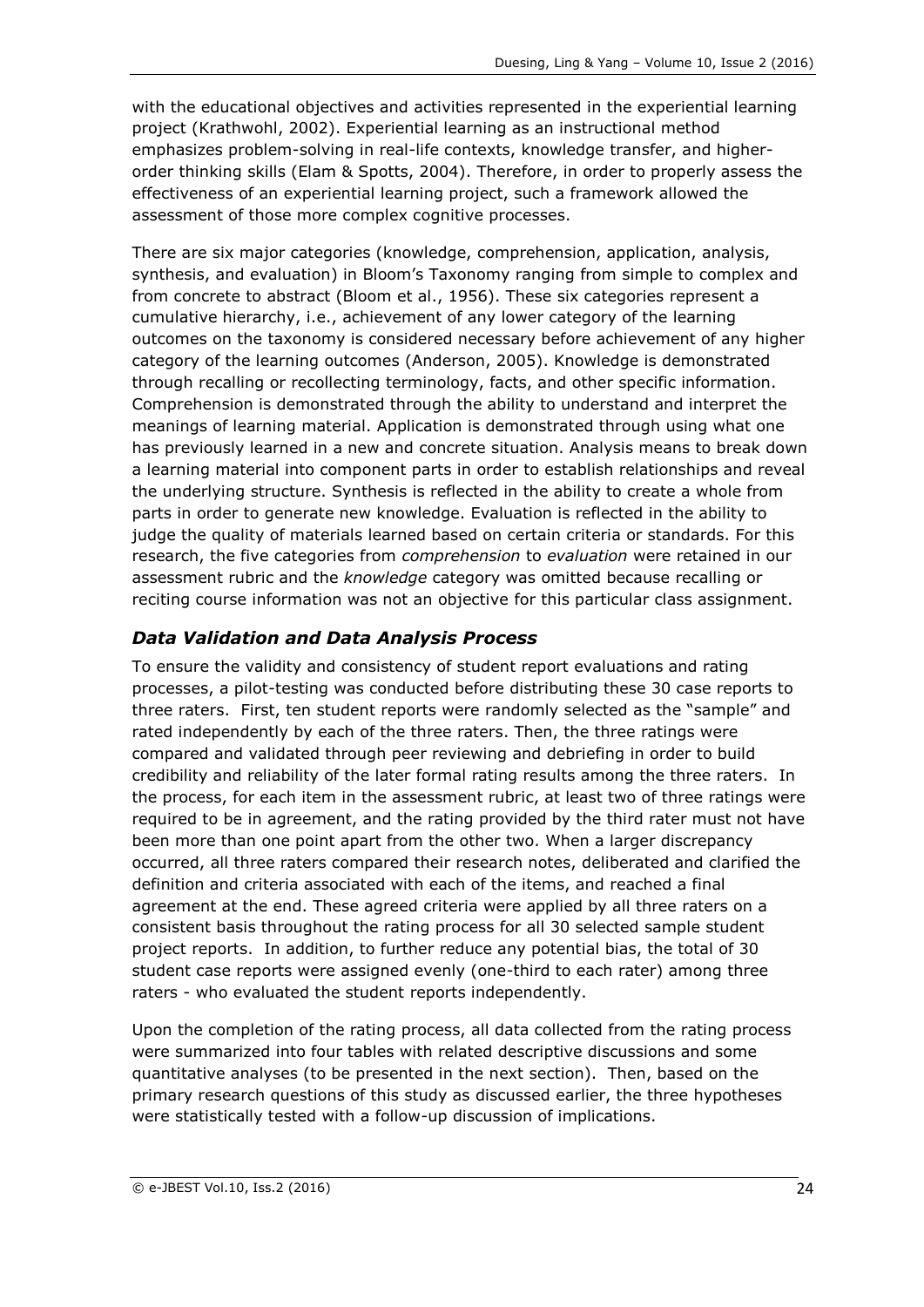with the educational objectives and activities represented in the experiential learning project (Krathwohl, 2002). Experiential learning as an instructional method emphasizes problem-solving in real-life contexts, knowledge transfer, and higher-order thinking skills (Elam & Spotts, 2004). Therefore, in order to properly assess the effectiveness of an experiential learning project, such a framework allowed the assessment of those more complex cognitive processes.

There are six major categories (knowledge, comprehension, application, analysis, synthesis, and evaluation) in Bloom's Taxonomy ranging from simple to complex and from concrete to abstract (Bloom et al., 1956). These six categories represent a cumulative hierarchy, i.e., achievement of any lower category of the learning outcomes on the taxonomy is considered necessary before achievement of any higher category of the learning outcomes (Anderson, 2005). Knowledge is demonstrated through recalling or recollecting terminology, facts, and other specific information. Comprehension is demonstrated through the ability to understand and interpret the meanings of learning material. Application is demonstrated through using what one has previously learned in a new and concrete situation. Analysis means to break down a learning material into component parts in order to establish relationships and reveal the underlying structure. Synthesis is reflected in the ability to create a whole from parts in order to generate new knowledge. Evaluation is reflected in the ability to judge the quality of materials learned based on certain criteria or standards. For this research, the five categories from *comprehension* to *evaluation* were retained in our assessment rubric and the *knowledge* category was omitted because recalling or reciting course information was not an objective for this particular class assignment.

### *Data Validation and Data Analysis Process*

To ensure the validity and consistency of student report evaluations and rating processes, a pilot-testing was conducted before distributing these 30 case reports to three raters. First, ten student reports were randomly selected as the "sample" and rated independently by each of the three raters. Then, the three ratings were compared and validated through peer reviewing and debriefing in order to build credibility and reliability of the later formal rating results among the three raters. In the process, for each item in the assessment rubric, at least two of three ratings were required to be in agreement, and the rating provided by the third rater must not have been more than one point apart from the other two. When a larger discrepancy occurred, all three raters compared their research notes, deliberated and clarified the definition and criteria associated with each of the items, and reached a final agreement at the end. These agreed criteria were applied by all three raters on a consistent basis throughout the rating process for all 30 selected sample student project reports. In addition, to further reduce any potential bias, the total of 30 student case reports were assigned evenly (one-third to each rater) among three raters - who evaluated the student reports independently.

Upon the completion of the rating process, all data collected from the rating process were summarized into four tables with related descriptive discussions and some quantitative analyses (to be presented in the next section). Then, based on the primary research questions of this study as discussed earlier, the three hypotheses were statistically tested with a follow-up discussion of implications.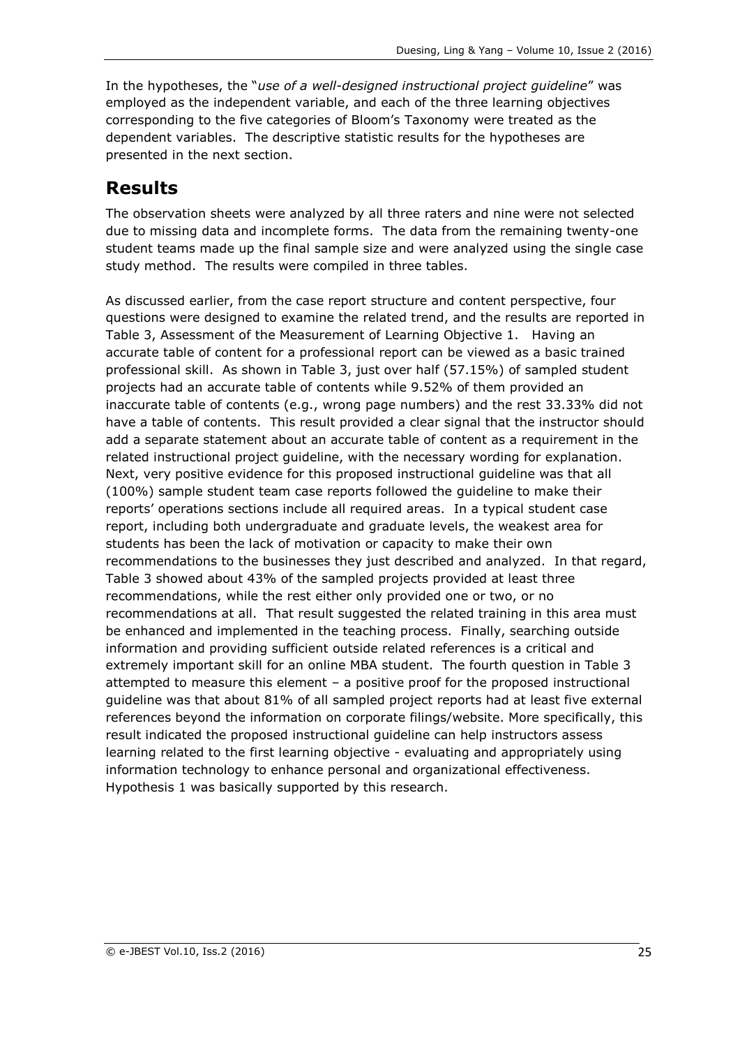In the hypotheses, the "*use of a well-designed instructional project guideline*" was employed as the independent variable, and each of the three learning objectives corresponding to the five categories of Bloom's Taxonomy were treated as the dependent variables. The descriptive statistic results for the hypotheses are presented in the next section.

## Results

The observation sheets were analyzed by all three raters and nine were not selected due to missing data and incomplete forms. The data from the remaining twenty-one student teams made up the final sample size and were analyzed using the single case study method. The results were compiled in three tables.

As discussed earlier, from the case report structure and content perspective, four questions were designed to examine the related trend, and the results are reported in Table 3, Assessment of the Measurement of Learning Objective 1. Having an accurate table of content for a professional report can be viewed as a basic trained professional skill. As shown in Table 3, just over half (57.15%) of sampled student projects had an accurate table of contents while 9.52% of them provided an inaccurate table of contents (e.g., wrong page numbers) and the rest 33.33% did not have a table of contents. This result provided a clear signal that the instructor should add a separate statement about an accurate table of content as a requirement in the related instructional project guideline, with the necessary wording for explanation. Next, very positive evidence for this proposed instructional guideline was that all (100%) sample student team case reports followed the guideline to make their reports' operations sections include all required areas. In a typical student case report, including both undergraduate and graduate levels, the weakest area for students has been the lack of motivation or capacity to make their own recommendations to the businesses they just described and analyzed. In that regard, Table 3 showed about 43% of the sampled projects provided at least three recommendations, while the rest either only provided one or two, or no recommendations at all. That result suggested the related training in this area must be enhanced and implemented in the teaching process. Finally, searching outside information and providing sufficient outside related references is a critical and extremely important skill for an online MBA student. The fourth question in Table 3 attempted to measure this element – a positive proof for the proposed instructional guideline was that about 81% of all sampled project reports had at least five external references beyond the information on corporate filings/website. More specifically, this result indicated the proposed instructional guideline can help instructors assess learning related to the first learning objective - evaluating and appropriately using information technology to enhance personal and organizational effectiveness. Hypothesis 1 was basically supported by this research.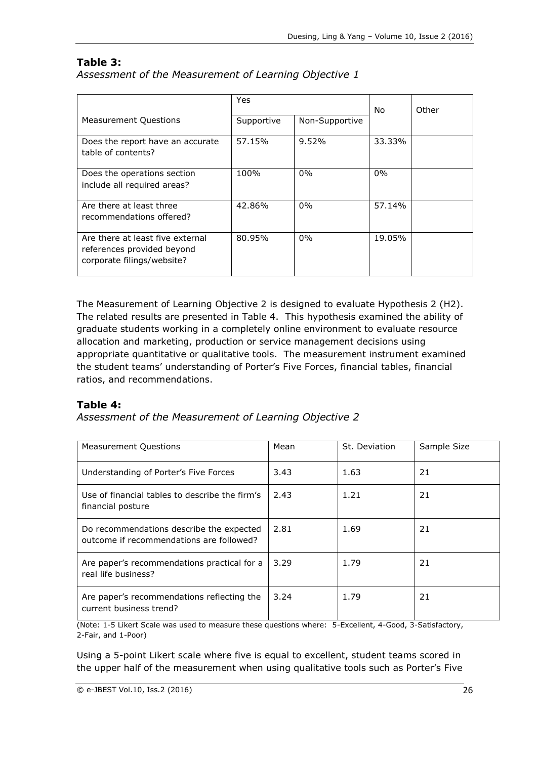**Table 3:**
*Assessment of the Measurement of Learning Objective 1*

| Measurement Questions | Yes | | No | Other |
|---|---|---|---|---|
| | Supportive | Non-Supportive | | |
| Does the report have an accurate table of contents? | 57.15% | 9.52% | 33.33% | |
| Does the operations section include all required areas? | 100% | 0% | 0% | |
| Are there at least three recommendations offered? | 42.86% | 0% | 57.14% | |
| Are there at least five external references provided beyond corporate filings/website? | 80.95% | 0% | 19.05% | |

The Measurement of Learning Objective 2 is designed to evaluate Hypothesis 2 (H2). The related results are presented in Table 4. This hypothesis examined the ability of graduate students working in a completely online environment to evaluate resource allocation and marketing, production or service management decisions using appropriate quantitative or qualitative tools. The measurement instrument examined the student teams' understanding of Porter's Five Forces, financial tables, financial ratios, and recommendations.

**Table 4:**
*Assessment of the Measurement of Learning Objective 2*

| Measurement Questions | Mean | St. Deviation | Sample Size |
|---|---|---|---|
| Understanding of Porter's Five Forces | 3.43 | 1.63 | 21 |
| Use of financial tables to describe the firm's financial posture | 2.43 | 1.21 | 21 |
| Do recommendations describe the expected outcome if recommendations are followed? | 2.81 | 1.69 | 21 |
| Are paper's recommendations practical for a real life business? | 3.29 | 1.79 | 21 |
| Are paper's recommendations reflecting the current business trend? | 3.24 | 1.79 | 21 |

(Note: 1-5 Likert Scale was used to measure these questions where: 5-Excellent, 4-Good, 3-Satisfactory, 2-Fair, and 1-Poor)

Using a 5-point Likert scale where five is equal to excellent, student teams scored in the upper half of the measurement when using qualitative tools such as Porter's Five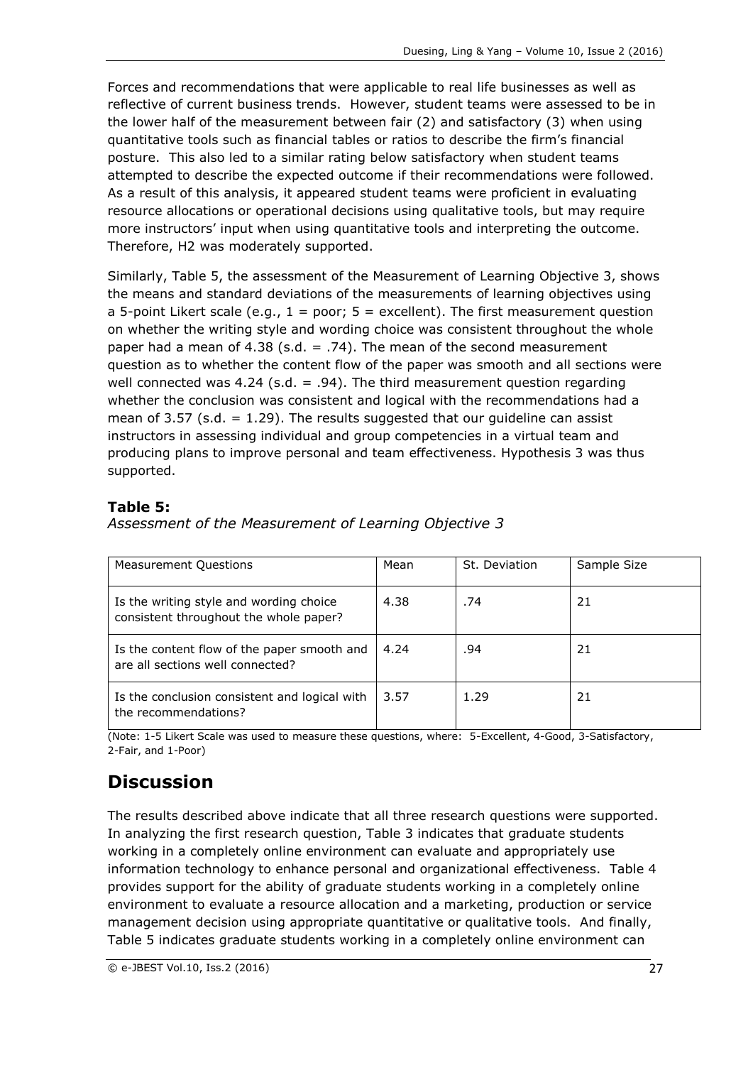Forces and recommendations that were applicable to real life businesses as well as reflective of current business trends. However, student teams were assessed to be in the lower half of the measurement between fair (2) and satisfactory (3) when using quantitative tools such as financial tables or ratios to describe the firm's financial posture. This also led to a similar rating below satisfactory when student teams attempted to describe the expected outcome if their recommendations were followed. As a result of this analysis, it appeared student teams were proficient in evaluating resource allocations or operational decisions using qualitative tools, but may require more instructors' input when using quantitative tools and interpreting the outcome. Therefore, H2 was moderately supported.

Similarly, Table 5, the assessment of the Measurement of Learning Objective 3, shows the means and standard deviations of the measurements of learning objectives using a 5-point Likert scale (e.g., 1 = poor; 5 = excellent). The first measurement question on whether the writing style and wording choice was consistent throughout the whole paper had a mean of 4.38 (s.d. = .74). The mean of the second measurement question as to whether the content flow of the paper was smooth and all sections were well connected was 4.24 (s.d. = .94). The third measurement question regarding whether the conclusion was consistent and logical with the recommendations had a mean of 3.57 (s.d. = 1.29). The results suggested that our guideline can assist instructors in assessing individual and group competencies in a virtual team and producing plans to improve personal and team effectiveness. Hypothesis 3 was thus supported.

**Table 5:**

*Assessment of the Measurement of Learning Objective 3*

| Measurement Questions | Mean | St. Deviation | Sample Size |
|---|---|---|---|
| Is the writing style and wording choice consistent throughout the whole paper? | 4.38 | .74 | 21 |
| Is the content flow of the paper smooth and are all sections well connected? | 4.24 | .94 | 21 |
| Is the conclusion consistent and logical with the recommendations? | 3.57 | 1.29 | 21 |

(Note: 1-5 Likert Scale was used to measure these questions, where: 5-Excellent, 4-Good, 3-Satisfactory, 2-Fair, and 1-Poor)

# Discussion

The results described above indicate that all three research questions were supported. In analyzing the first research question, Table 3 indicates that graduate students working in a completely online environment can evaluate and appropriately use information technology to enhance personal and organizational effectiveness. Table 4 provides support for the ability of graduate students working in a completely online environment to evaluate a resource allocation and a marketing, production or service management decision using appropriate quantitative or qualitative tools. And finally, Table 5 indicates graduate students working in a completely online environment can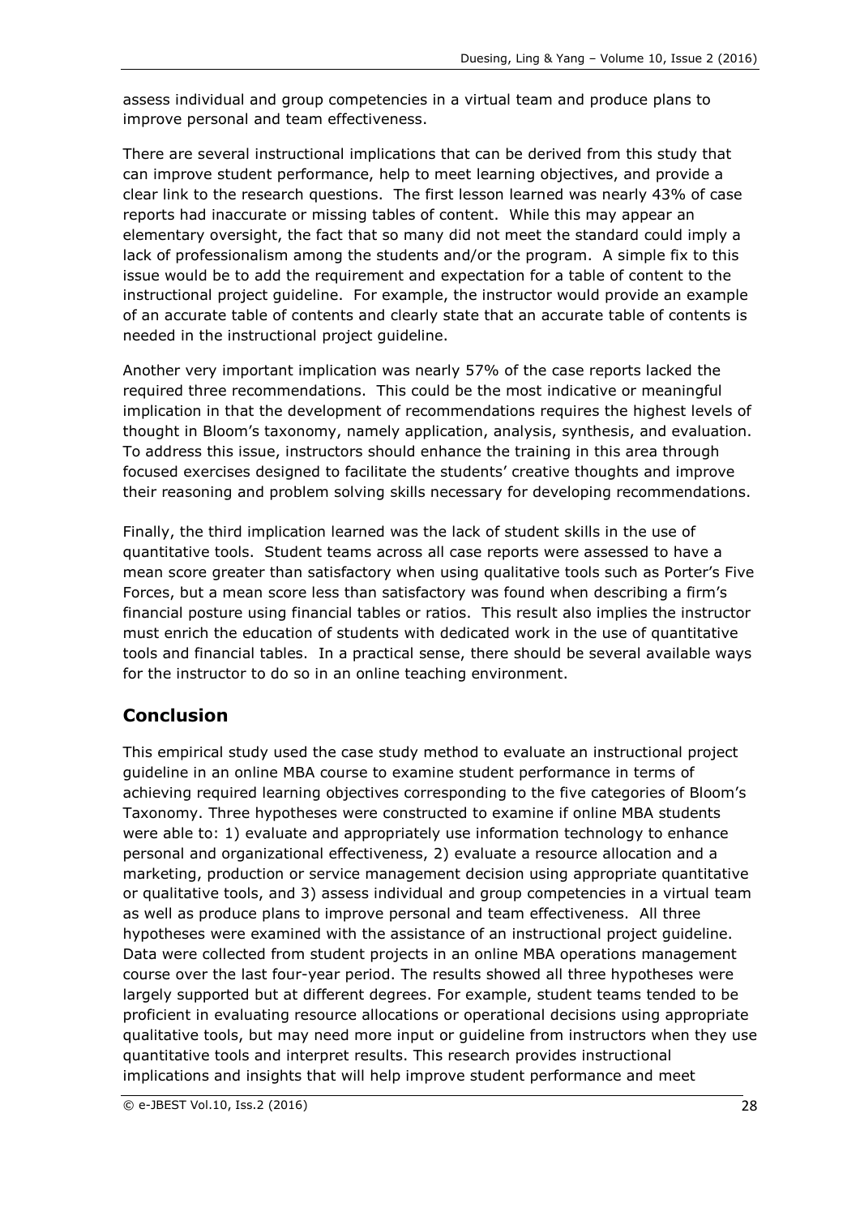assess individual and group competencies in a virtual team and produce plans to improve personal and team effectiveness.

There are several instructional implications that can be derived from this study that can improve student performance, help to meet learning objectives, and provide a clear link to the research questions. The first lesson learned was nearly 43% of case reports had inaccurate or missing tables of content. While this may appear an elementary oversight, the fact that so many did not meet the standard could imply a lack of professionalism among the students and/or the program. A simple fix to this issue would be to add the requirement and expectation for a table of content to the instructional project guideline. For example, the instructor would provide an example of an accurate table of contents and clearly state that an accurate table of contents is needed in the instructional project guideline.

Another very important implication was nearly 57% of the case reports lacked the required three recommendations. This could be the most indicative or meaningful implication in that the development of recommendations requires the highest levels of thought in Bloom's taxonomy, namely application, analysis, synthesis, and evaluation. To address this issue, instructors should enhance the training in this area through focused exercises designed to facilitate the students' creative thoughts and improve their reasoning and problem solving skills necessary for developing recommendations.

Finally, the third implication learned was the lack of student skills in the use of quantitative tools. Student teams across all case reports were assessed to have a mean score greater than satisfactory when using qualitative tools such as Porter's Five Forces, but a mean score less than satisfactory was found when describing a firm's financial posture using financial tables or ratios. This result also implies the instructor must enrich the education of students with dedicated work in the use of quantitative tools and financial tables. In a practical sense, there should be several available ways for the instructor to do so in an online teaching environment.

## Conclusion

This empirical study used the case study method to evaluate an instructional project guideline in an online MBA course to examine student performance in terms of achieving required learning objectives corresponding to the five categories of Bloom's Taxonomy. Three hypotheses were constructed to examine if online MBA students were able to: 1) evaluate and appropriately use information technology to enhance personal and organizational effectiveness, 2) evaluate a resource allocation and a marketing, production or service management decision using appropriate quantitative or qualitative tools, and 3) assess individual and group competencies in a virtual team as well as produce plans to improve personal and team effectiveness. All three hypotheses were examined with the assistance of an instructional project guideline. Data were collected from student projects in an online MBA operations management course over the last four-year period. The results showed all three hypotheses were largely supported but at different degrees. For example, student teams tended to be proficient in evaluating resource allocations or operational decisions using appropriate qualitative tools, but may need more input or guideline from instructors when they use quantitative tools and interpret results. This research provides instructional implications and insights that will help improve student performance and meet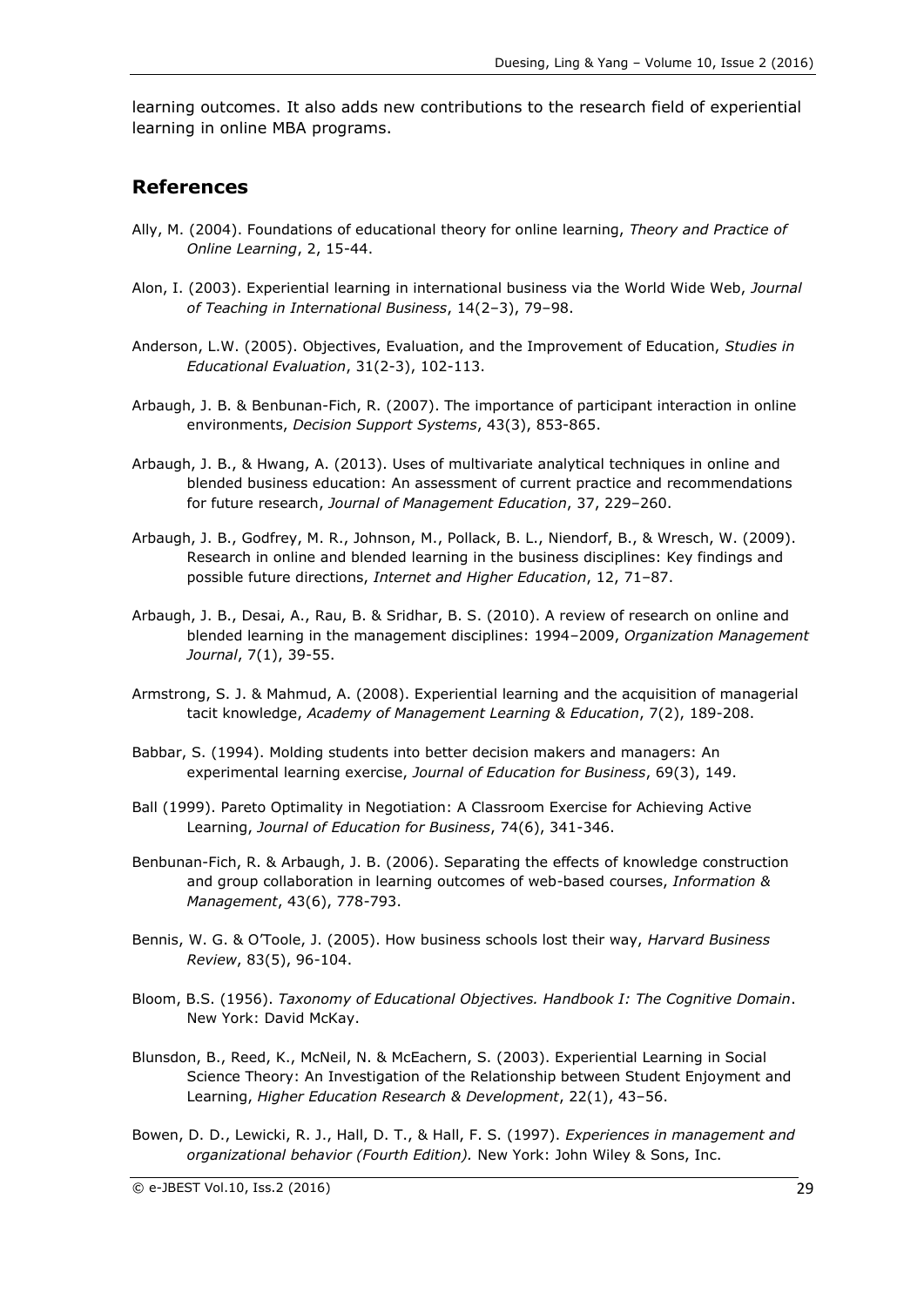learning outcomes. It also adds new contributions to the research field of experiential learning in online MBA programs.

## References

Ally, M. (2004). Foundations of educational theory for online learning, *Theory and Practice of Online Learning*, 2, 15-44.

Alon, I. (2003). Experiential learning in international business via the World Wide Web, *Journal of Teaching in International Business*, 14(2–3), 79–98.

Anderson, L.W. (2005). Objectives, Evaluation, and the Improvement of Education, *Studies in Educational Evaluation*, 31(2-3), 102-113.

Arbaugh, J. B. & Benbunan-Fich, R. (2007). The importance of participant interaction in online environments, *Decision Support Systems*, 43(3), 853-865.

Arbaugh, J. B., & Hwang, A. (2013). Uses of multivariate analytical techniques in online and blended business education: An assessment of current practice and recommendations for future research, *Journal of Management Education*, 37, 229–260.

Arbaugh, J. B., Godfrey, M. R., Johnson, M., Pollack, B. L., Niendorf, B., & Wresch, W. (2009). Research in online and blended learning in the business disciplines: Key findings and possible future directions, *Internet and Higher Education*, 12, 71–87.

Arbaugh, J. B., Desai, A., Rau, B. & Sridhar, B. S. (2010). A review of research on online and blended learning in the management disciplines: 1994–2009, *Organization Management Journal*, 7(1), 39-55.

Armstrong, S. J. & Mahmud, A. (2008). Experiential learning and the acquisition of managerial tacit knowledge, *Academy of Management Learning & Education*, 7(2), 189-208.

Babbar, S. (1994). Molding students into better decision makers and managers: An experimental learning exercise, *Journal of Education for Business*, 69(3), 149.

Ball (1999). Pareto Optimality in Negotiation: A Classroom Exercise for Achieving Active Learning, *Journal of Education for Business*, 74(6), 341-346.

Benbunan-Fich, R. & Arbaugh, J. B. (2006). Separating the effects of knowledge construction and group collaboration in learning outcomes of web-based courses, *Information & Management*, 43(6), 778-793.

Bennis, W. G. & O'Toole, J. (2005). How business schools lost their way, *Harvard Business Review*, 83(5), 96-104.

Bloom, B.S. (1956). *Taxonomy of Educational Objectives. Handbook I: The Cognitive Domain*. New York: David McKay.

Blunsdon, B., Reed, K., McNeil, N. & McEachern, S. (2003). Experiential Learning in Social Science Theory: An Investigation of the Relationship between Student Enjoyment and Learning, *Higher Education Research & Development*, 22(1), 43–56.

Bowen, D. D., Lewicki, R. J., Hall, D. T., & Hall, F. S. (1997). *Experiences in management and organizational behavior (Fourth Edition).* New York: John Wiley & Sons, Inc.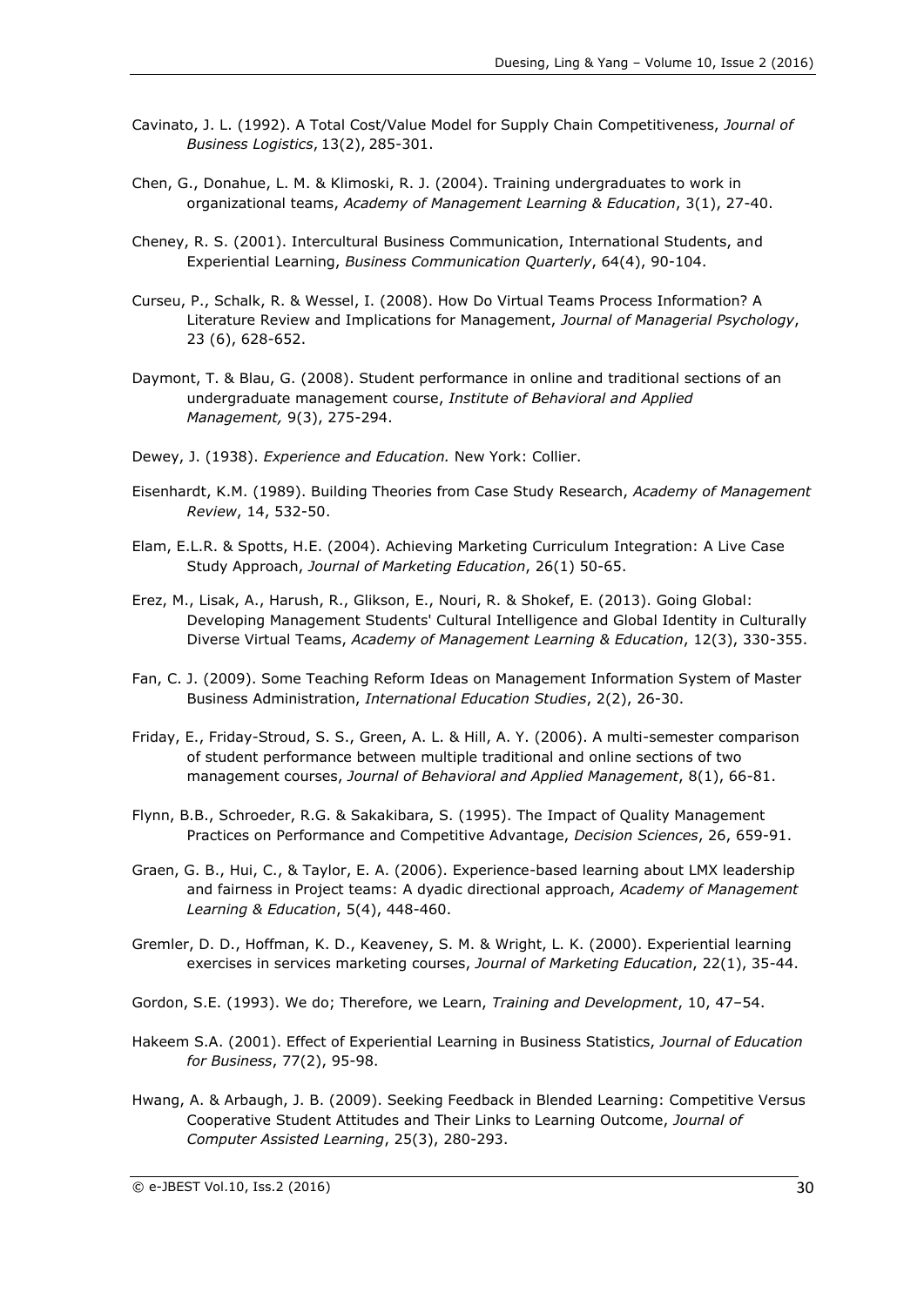Cavinato, J. L. (1992). A Total Cost/Value Model for Supply Chain Competitiveness, *Journal of Business Logistics*, 13(2), 285-301.

Chen, G., Donahue, L. M. & Klimoski, R. J. (2004). Training undergraduates to work in organizational teams, *Academy of Management Learning & Education*, 3(1), 27-40.

Cheney, R. S. (2001). Intercultural Business Communication, International Students, and Experiential Learning, *Business Communication Quarterly*, 64(4), 90-104.

Curseu, P., Schalk, R. & Wessel, I. (2008). How Do Virtual Teams Process Information? A Literature Review and Implications for Management, *Journal of Managerial Psychology*, 23 (6), 628-652.

Daymont, T. & Blau, G. (2008). Student performance in online and traditional sections of an undergraduate management course, *Institute of Behavioral and Applied Management,* 9(3), 275-294.

Dewey, J. (1938). *Experience and Education.* New York: Collier.

Eisenhardt, K.M. (1989). Building Theories from Case Study Research, *Academy of Management Review*, 14, 532-50.

Elam, E.L.R. & Spotts, H.E. (2004). Achieving Marketing Curriculum Integration: A Live Case Study Approach, *Journal of Marketing Education*, 26(1) 50-65.

Erez, M., Lisak, A., Harush, R., Glikson, E., Nouri, R. & Shokef, E. (2013). Going Global: Developing Management Students' Cultural Intelligence and Global Identity in Culturally Diverse Virtual Teams, *Academy of Management Learning & Education*, 12(3), 330-355.

Fan, C. J. (2009). Some Teaching Reform Ideas on Management Information System of Master Business Administration, *International Education Studies*, 2(2), 26-30.

Friday, E., Friday-Stroud, S. S., Green, A. L. & Hill, A. Y. (2006). A multi-semester comparison of student performance between multiple traditional and online sections of two management courses, *Journal of Behavioral and Applied Management*, 8(1), 66-81.

Flynn, B.B., Schroeder, R.G. & Sakakibara, S. (1995). The Impact of Quality Management Practices on Performance and Competitive Advantage, *Decision Sciences*, 26, 659-91.

Graen, G. B., Hui, C., & Taylor, E. A. (2006). Experience-based learning about LMX leadership and fairness in Project teams: A dyadic directional approach, *Academy of Management Learning & Education*, 5(4), 448-460.

Gremler, D. D., Hoffman, K. D., Keaveney, S. M. & Wright, L. K. (2000). Experiential learning exercises in services marketing courses, *Journal of Marketing Education*, 22(1), 35-44.

Gordon, S.E. (1993). We do; Therefore, we Learn, *Training and Development*, 10, 47–54.

Hakeem S.A. (2001). Effect of Experiential Learning in Business Statistics, *Journal of Education for Business*, 77(2), 95-98.

Hwang, A. & Arbaugh, J. B. (2009). Seeking Feedback in Blended Learning: Competitive Versus Cooperative Student Attitudes and Their Links to Learning Outcome, *Journal of Computer Assisted Learning*, 25(3), 280-293.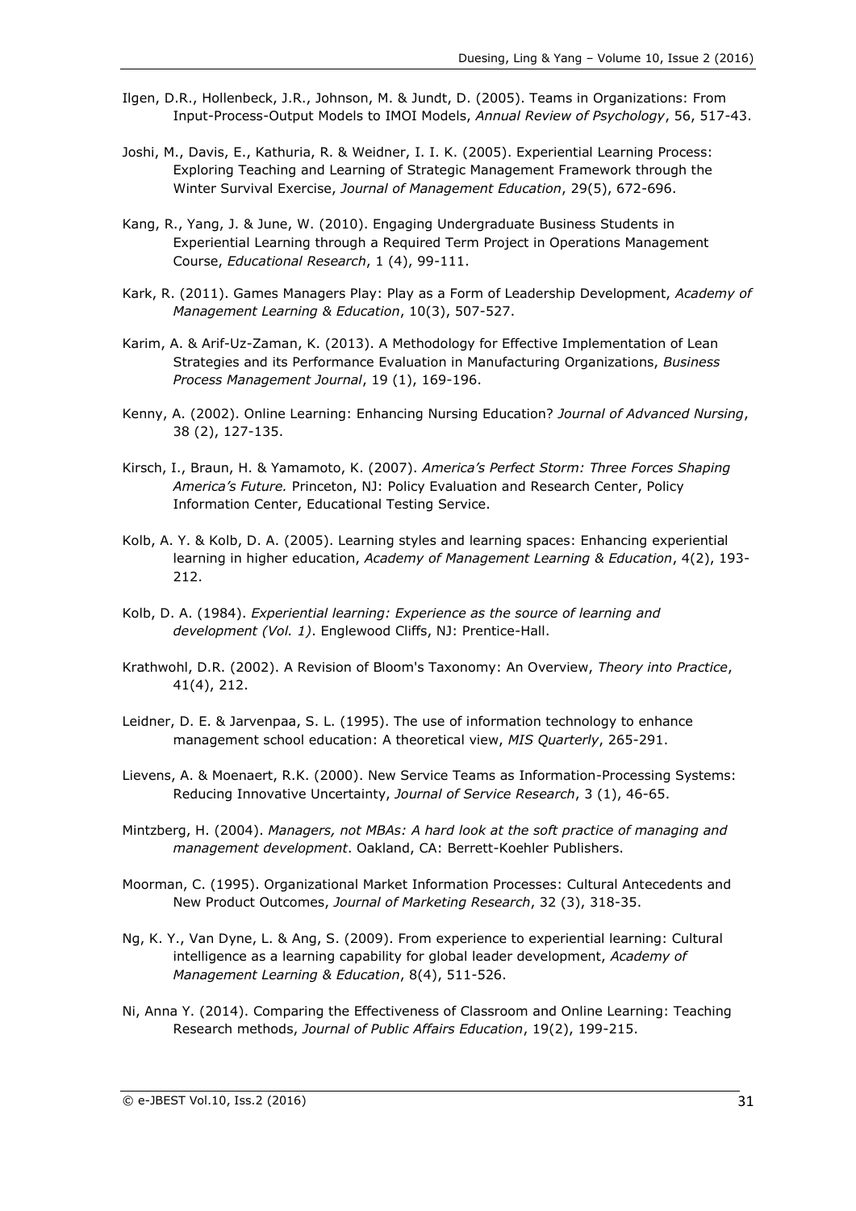Ilgen, D.R., Hollenbeck, J.R., Johnson, M. & Jundt, D. (2005). Teams in Organizations: From Input-Process-Output Models to IMOI Models, *Annual Review of Psychology*, 56, 517-43.

Joshi, M., Davis, E., Kathuria, R. & Weidner, I. I. K. (2005). Experiential Learning Process: Exploring Teaching and Learning of Strategic Management Framework through the Winter Survival Exercise, *Journal of Management Education*, 29(5), 672-696.

Kang, R., Yang, J. & June, W. (2010). Engaging Undergraduate Business Students in Experiential Learning through a Required Term Project in Operations Management Course, *Educational Research*, 1 (4), 99-111.

Kark, R. (2011). Games Managers Play: Play as a Form of Leadership Development, *Academy of Management Learning & Education*, 10(3), 507-527.

Karim, A. & Arif-Uz-Zaman, K. (2013). A Methodology for Effective Implementation of Lean Strategies and its Performance Evaluation in Manufacturing Organizations, *Business Process Management Journal*, 19 (1), 169-196.

Kenny, A. (2002). Online Learning: Enhancing Nursing Education? *Journal of Advanced Nursing*, 38 (2), 127-135.

Kirsch, I., Braun, H. & Yamamoto, K. (2007). *America's Perfect Storm: Three Forces Shaping America's Future.* Princeton, NJ: Policy Evaluation and Research Center, Policy Information Center, Educational Testing Service.

Kolb, A. Y. & Kolb, D. A. (2005). Learning styles and learning spaces: Enhancing experiential learning in higher education, *Academy of Management Learning & Education*, 4(2), 193-212.

Kolb, D. A. (1984). *Experiential learning: Experience as the source of learning and development (Vol. 1)*. Englewood Cliffs, NJ: Prentice-Hall.

Krathwohl, D.R. (2002). A Revision of Bloom's Taxonomy: An Overview, *Theory into Practice*, 41(4), 212.

Leidner, D. E. & Jarvenpaa, S. L. (1995). The use of information technology to enhance management school education: A theoretical view, *MIS Quarterly*, 265-291.

Lievens, A. & Moenaert, R.K. (2000). New Service Teams as Information-Processing Systems: Reducing Innovative Uncertainty, *Journal of Service Research*, 3 (1), 46-65.

Mintzberg, H. (2004). *Managers, not MBAs: A hard look at the soft practice of managing and management development*. Oakland, CA: Berrett-Koehler Publishers.

Moorman, C. (1995). Organizational Market Information Processes: Cultural Antecedents and New Product Outcomes, *Journal of Marketing Research*, 32 (3), 318-35.

Ng, K. Y., Van Dyne, L. & Ang, S. (2009). From experience to experiential learning: Cultural intelligence as a learning capability for global leader development, *Academy of Management Learning & Education*, 8(4), 511-526.

Ni, Anna Y. (2014). Comparing the Effectiveness of Classroom and Online Learning: Teaching Research methods, *Journal of Public Affairs Education*, 19(2), 199-215.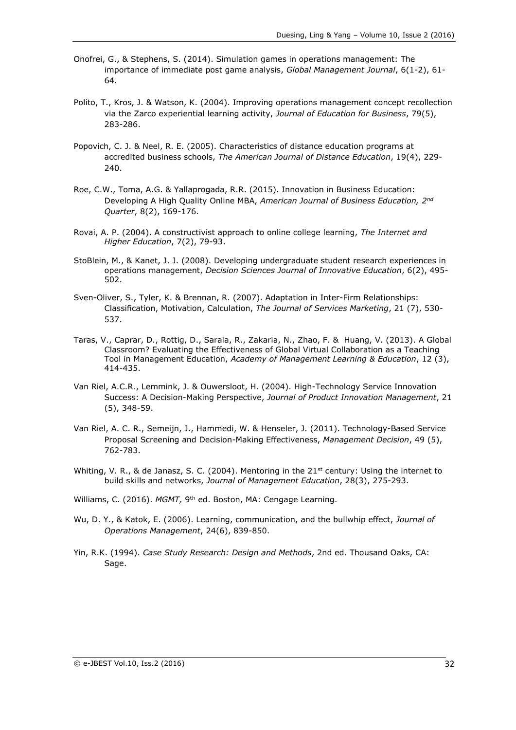Onofrei, G., & Stephens, S. (2014). Simulation games in operations management: The importance of immediate post game analysis, *Global Management Journal*, 6(1-2), 61-64.

Polito, T., Kros, J. & Watson, K. (2004). Improving operations management concept recollection via the Zarco experiential learning activity, *Journal of Education for Business*, 79(5), 283-286.

Popovich, C. J. & Neel, R. E. (2005). Characteristics of distance education programs at accredited business schools, *The American Journal of Distance Education*, 19(4), 229-240.

Roe, C.W., Toma, A.G. & Yallaprogada, R.R. (2015). Innovation in Business Education: Developing A High Quality Online MBA, *American Journal of Business Education, 2nd Quarter*, 8(2), 169-176.

Rovai, A. P. (2004). A constructivist approach to online college learning, *The Internet and Higher Education*, 7(2), 79-93.

StoBlein, M., & Kanet, J. J. (2008). Developing undergraduate student research experiences in operations management, *Decision Sciences Journal of Innovative Education*, 6(2), 495-502.

Sven-Oliver, S., Tyler, K. & Brennan, R. (2007). Adaptation in Inter-Firm Relationships: Classification, Motivation, Calculation, *The Journal of Services Marketing*, 21 (7), 530-537.

Taras, V., Caprar, D., Rottig, D., Sarala, R., Zakaria, N., Zhao, F. & Huang, V. (2013). A Global Classroom? Evaluating the Effectiveness of Global Virtual Collaboration as a Teaching Tool in Management Education, *Academy of Management Learning & Education*, 12 (3), 414-435.

Van Riel, A.C.R., Lemmink, J. & Ouwersloot, H. (2004). High-Technology Service Innovation Success: A Decision-Making Perspective, *Journal of Product Innovation Management*, 21 (5), 348-59.

Van Riel, A. C. R., Semeijn, J., Hammedi, W. & Henseler, J. (2011). Technology-Based Service Proposal Screening and Decision-Making Effectiveness, *Management Decision*, 49 (5), 762-783.

Whiting, V. R., & de Janasz, S. C. (2004). Mentoring in the 21st century: Using the internet to build skills and networks, *Journal of Management Education*, 28(3), 275-293.

Williams, C. (2016). *MGMT,* 9th ed. Boston, MA: Cengage Learning.

Wu, D. Y., & Katok, E. (2006). Learning, communication, and the bullwhip effect, *Journal of Operations Management*, 24(6), 839-850.

Yin, R.K. (1994). *Case Study Research: Design and Methods*, 2nd ed. Thousand Oaks, CA: Sage.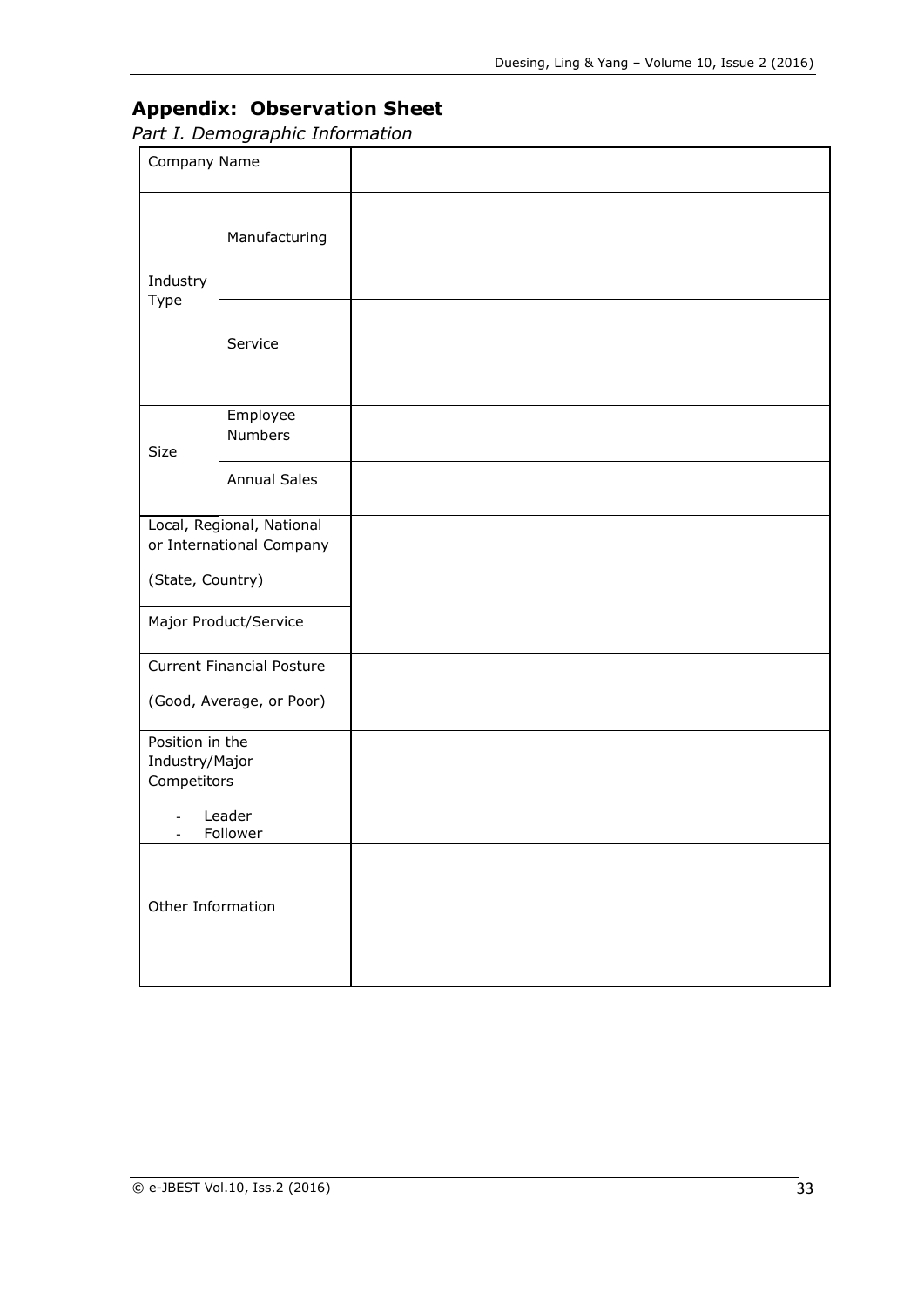## Appendix: Observation Sheet

*Part I. Demographic Information*

| | | |
|---|---|---|
| Company Name | | |
| Industry Type | Manufacturing | |
| | Service | |
| Size | Employee Numbers | |
| | Annual Sales | |
| Local, Regional, National or International Company<br><br>(State, Country) | | |
| Major Product/Service | | |
| Current Financial Posture<br><br>(Good, Average, or Poor) | | |
| Position in the Industry/Major Competitors<br><br>- Leader<br>- Follower | | |
| Other Information | | |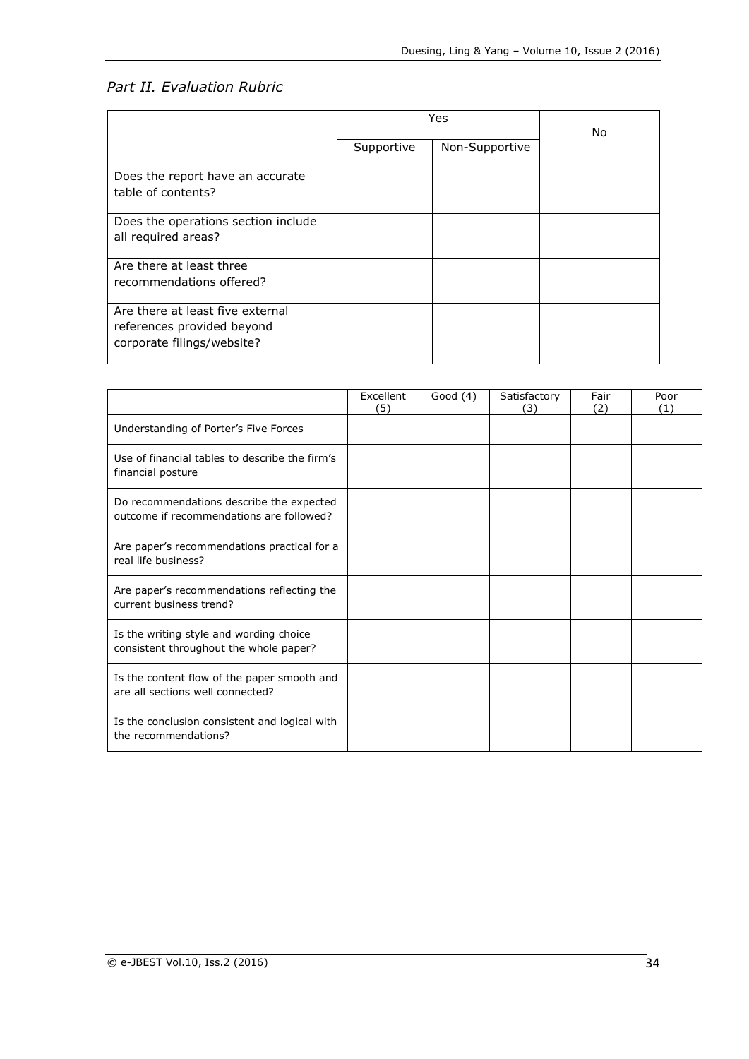*Part II. Evaluation Rubric*

| | Yes | | No |
|---|---|---|---|
| | Supportive | Non-Supportive | |
| Does the report have an accurate table of contents? | | | |
| Does the operations section include all required areas? | | | |
| Are there at least three recommendations offered? | | | |
| Are there at least five external references provided beyond corporate filings/website? | | | |

| | Excellent (5) | Good (4) | Satisfactory (3) | Fair (2) | Poor (1) |
|---|---|---|---|---|---|
| Understanding of Porter's Five Forces | | | | | |
| Use of financial tables to describe the firm's financial posture | | | | | |
| Do recommendations describe the expected outcome if recommendations are followed? | | | | | |
| Are paper's recommendations practical for a real life business? | | | | | |
| Are paper's recommendations reflecting the current business trend? | | | | | |
| Is the writing style and wording choice consistent throughout the whole paper? | | | | | |
| Is the content flow of the paper smooth and are all sections well connected? | | | | | |
| Is the conclusion consistent and logical with the recommendations? | | | | | |